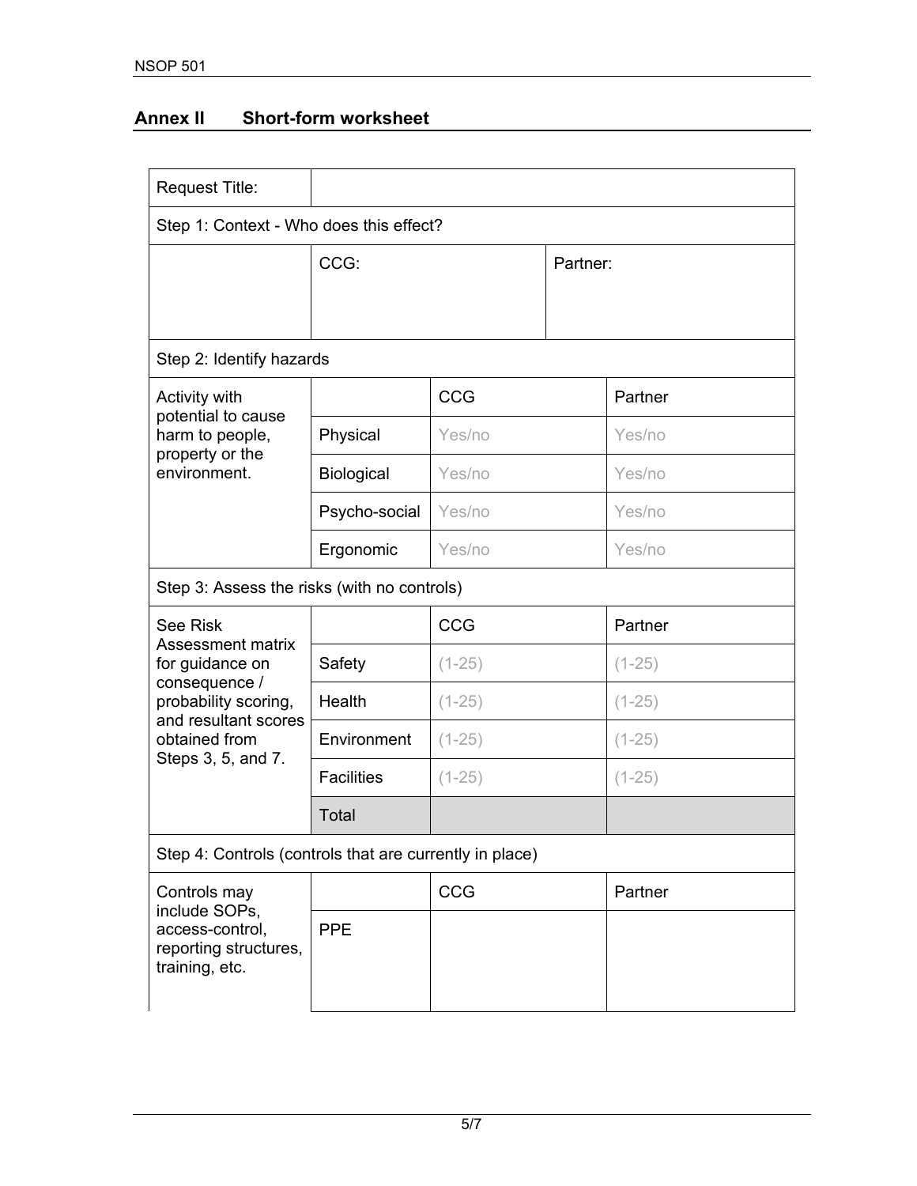## Annex II Short-form worksheet

| Request Title: | | | |
|---|---|---|---|
| Step 1: Context - Who does this effect? | | | |
| | CCG: | Partner: | |
| Step 2: Identify hazards | | | |
| Activity with potential to cause harm to people, property or the environment. | | CCG | Partner |
| | Physical | Yes/no | Yes/no |
| | Biological | Yes/no | Yes/no |
| | Psycho-social | Yes/no | Yes/no |
| | Ergonomic | Yes/no | Yes/no |
| Step 3: Assess the risks (with no controls) | | | |
| See Risk Assessment matrix for guidance on consequence / probability scoring, and resultant scores obtained from Steps 3, 5, and 7. | | CCG | Partner |
| | Safety | (1-25) | (1-25) |
| | Health | (1-25) | (1-25) |
| | Environment | (1-25) | (1-25) |
| | Facilities | (1-25) | (1-25) |
| | Total | | |
| Step 4: Controls (controls that are currently in place) | | | |
| Controls may include SOPs, access-control, reporting structures, training, etc. | | CCG | Partner |
| | PPE | | |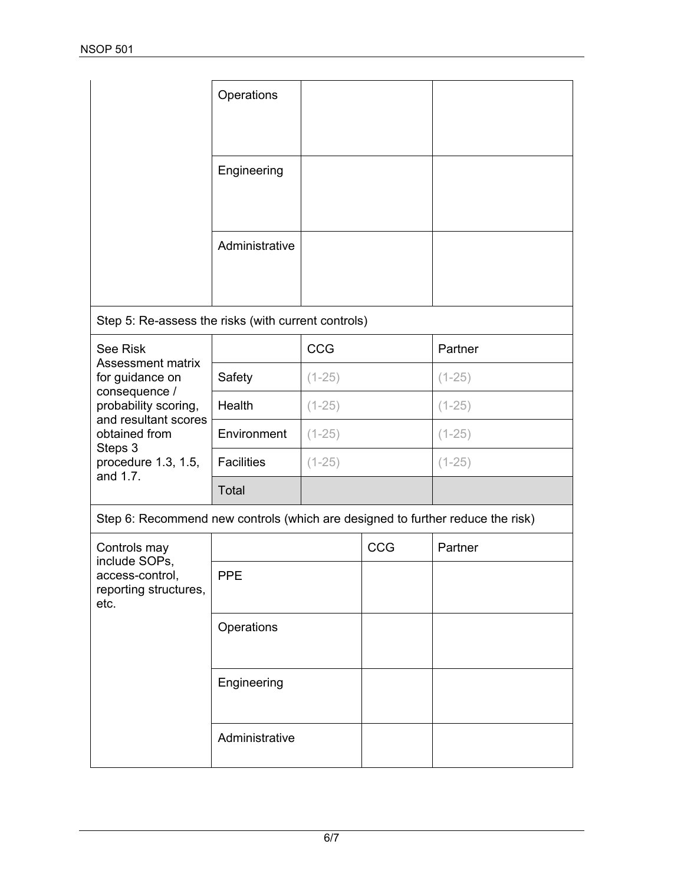| | | | |
|---|---|---|---|
| | Operations | | |
| | Engineering | | |
| | Administrative | | |

| Step 5: Re-assess the risks (with current controls) | | | |
|---|---|---|---|
| See Risk Assessment matrix for guidance on consequence / probability scoring, and resultant scores obtained from Steps 3 procedure 1.3, 1.5, and 1.7. | | CCG | Partner |
| | Safety | (1-25) | (1-25) |
| | Health | (1-25) | (1-25) |
| | Environment | (1-25) | (1-25) |
| | Facilities | (1-25) | (1-25) |
| | Total | | |

| Step 6: Recommend new controls (which are designed to further reduce the risk) | | | |
|---|---|---|---|
| Controls may include SOPs, access-control, reporting structures, etc. | | CCG | Partner |
| | PPE | | |
| | Operations | | |
| | Engineering | | |
| | Administrative | | |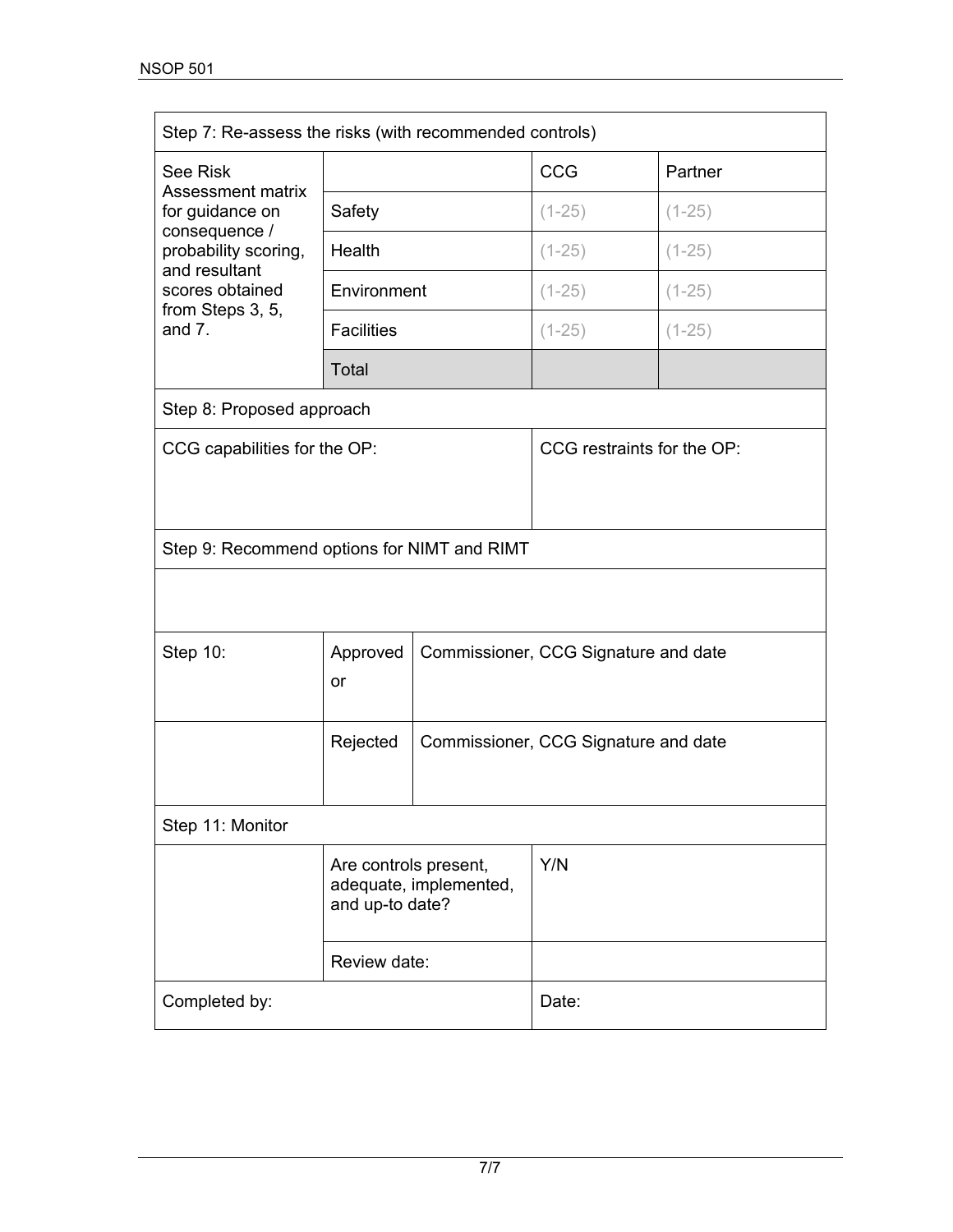| Step 7: Re-assess the risks (with recommended controls) | | | |
|---|---|---|---|
| See Risk Assessment matrix for guidance on consequence / probability scoring, and resultant scores obtained from Steps 3, 5, and 7. | | CCG | Partner |
| | Safety | (1-25) | (1-25) |
| | Health | (1-25) | (1-25) |
| | Environment | (1-25) | (1-25) |
| | Facilities | (1-25) | (1-25) |
| | Total | | |

| Step 8: Proposed approach | |
|---|---|
| CCG capabilities for the OP: | CCG restraints for the OP: |

| Step 9: Recommend options for NIMT and RIMT |
|---|
| |

| Step 10: | Approved or | Commissioner, CCG Signature and date |
|---|---|---|
| | Rejected | Commissioner, CCG Signature and date |

| Step 11: Monitor | | |
|---|---|---|
| | Are controls present, adequate, implemented, and up-to date? | Y/N |
| | Review date: | |

| Completed by: | Date: |
|---|---|